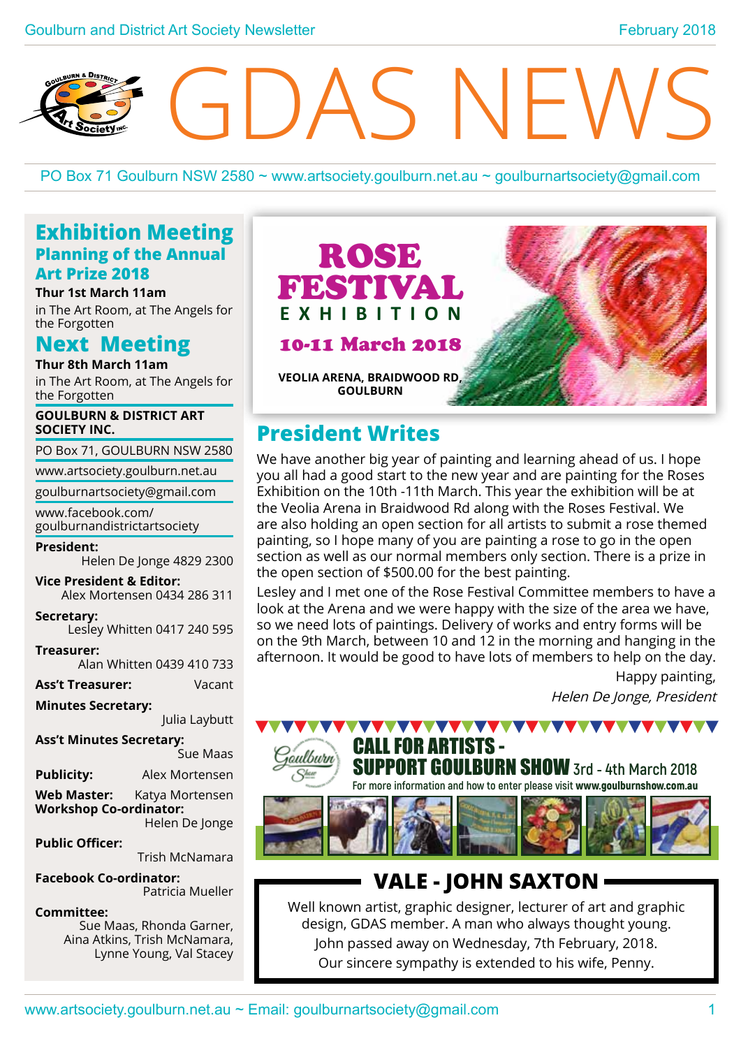# GDAS NEWS

PO Box 71 Goulburn NSW 2580 ~ www.artsociety.goulburn.net.au ~ goulburnartsociety@gmail.com

## Exhibition Meeting

### Planning of the Annual Art Prize 2018

**Thur 1st March 11am**

in The Art Room, at The Angels for the Forgotten

## Next Meeting

**Thur 8th March 11am**

in The Art Room, at The Angels for the Forgotten

**GOULBURN & DISTRICT ART SOCIETY INC.**

PO Box 71, GOULBURN NSW 2580

www.artsociety.goulburn.net.au

goulburnartsociety@gmail.com

www.facebook.com/goulburnandistrictartsociety

**President:** Helen De Jonge 4829 2300

**Vice President & Editor:** Alex Mortensen 0434 286 311

**Secretary:** Lesley Whitten 0417 240 595

**Treasurer:** Alan Whitten 0439 410 733

**Ass't Treasurer:** Vacant

**Minutes Secretary:** Julia Laybutt

**Ass't Minutes Secretary:** Sue Maas

**Publicity:** Alex Mortensen

**Web Master:** Katya Mortensen

**Workshop Co-ordinator:** Helen De Jonge

**Public Officer:** Trish McNamara

**Facebook Co-ordinator:** Patricia Mueller

**Committee:** Sue Maas, Rhonda Garner, Aina Atkins, Trish McNamara, Lynne Young, Val Stacey

## ROSE FESTIVAL EXHIBITION

**10-11 March 2018**

**VEOLIA ARENA, BRAIDWOOD RD, GOULBURN**

## President Writes

We have another big year of painting and learning ahead of us. I hope you all had a good start to the new year and are painting for the Roses Exhibition on the 10th -11th March. This year the exhibition will be at the Veolia Arena in Braidwood Rd along with the Roses Festival. We are also holding an open section for all artists to submit a rose themed painting, so I hope many of you are painting a rose to go in the open section as well as our normal members only section. There is a prize in the open section of $500.00 for the best painting.

Lesley and I met one of the Rose Festival Committee members to have a look at the Arena and we were happy with the size of the area we have, so we need lots of paintings. Delivery of works and entry forms will be on the 9th March, between 10 and 12 in the morning and hanging in the afternoon. It would be good to have lots of members to help on the day.

Happy painting,

*Helen De Jonge, President*

## CALL FOR ARTISTS - SUPPORT GOULBURN SHOW 3rd - 4th March 2018

For more information and how to enter please visit **www.goulburnshow.com.au**

## VALE - JOHN SAXTON

Well known artist, graphic designer, lecturer of art and graphic design, GDAS member. A man who always thought young.

John passed away on Wednesday, 7th February, 2018.

Our sincere sympathy is extended to his wife, Penny.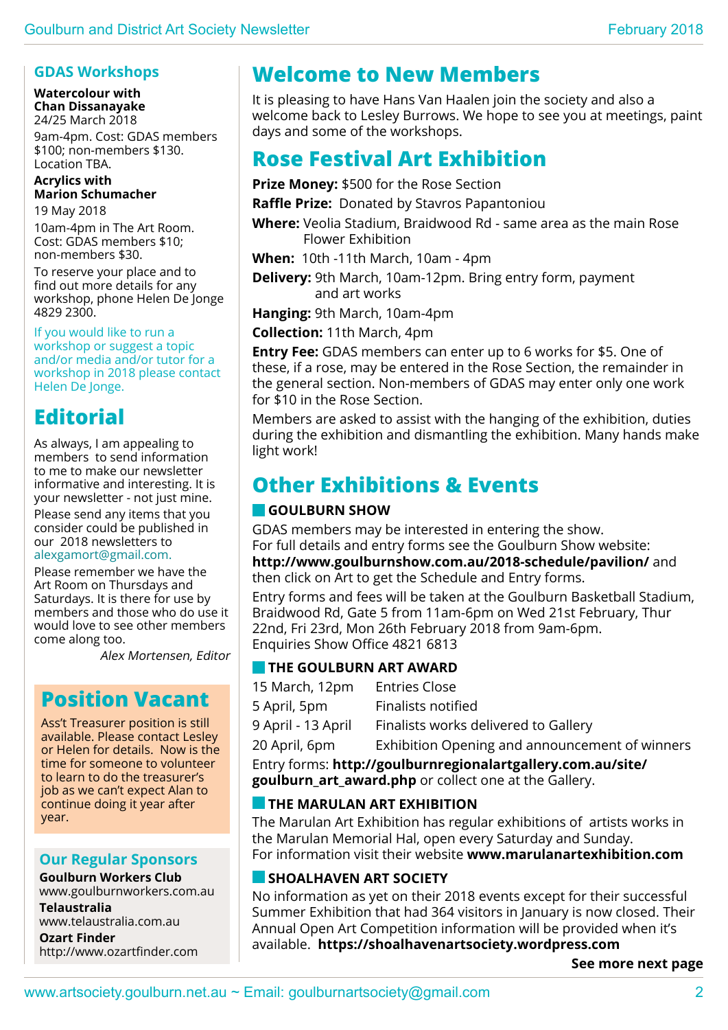## GDAS Workshops

**Watercolour with Chan Dissanayake**
24/25 March 2018

9am-4pm. Cost: GDAS members $100; non-members $130. Location TBA.

**Acrylics with Marion Schumacher**

19 May 2018

10am-4pm in The Art Room. Cost: GDAS members $10; non-members $30.

To reserve your place and to find out more details for any workshop, phone Helen De Jonge 4829 2300.

If you would like to run a workshop or suggest a topic and/or media and/or tutor for a workshop in 2018 please contact Helen De Jonge.

# Editorial

As always, I am appealing to members to send information to me to make our newsletter informative and interesting. It is your newsletter - not just mine.

Please send any items that you consider could be published in our 2018 newsletters to alexgamort@gmail.com.

Please remember we have the Art Room on Thursdays and Saturdays. It is there for use by members and those who do use it would love to see other members come along too.

*Alex Mortensen, Editor*

# Position Vacant

Ass't Treasurer position is still available. Please contact Lesley or Helen for details. Now is the time for someone to volunteer to learn to do the treasurer's job as we can't expect Alan to continue doing it year after year.

## Our Regular Sponsors

**Goulburn Workers Club**
www.goulburnworkers.com.au

**Telaustralia**
www.telaustralia.com.au

**Ozart Finder**
http://www.ozartfinder.com

# Welcome to New Members

It is pleasing to have Hans Van Haalen join the society and also a welcome back to Lesley Burrows. We hope to see you at meetings, paint days and some of the workshops.

# Rose Festival Art Exhibition

**Prize Money:** $500 for the Rose Section

**Raffle Prize:** Donated by Stavros Papantoniou

**Where:** Veolia Stadium, Braidwood Rd - same area as the main Rose Flower Exhibition

**When:** 10th -11th March, 10am - 4pm

**Delivery:** 9th March, 10am-12pm. Bring entry form, payment and art works

**Hanging:** 9th March, 10am-4pm

**Collection:** 11th March, 4pm

**Entry Fee:** GDAS members can enter up to 6 works for $5. One of these, if a rose, may be entered in the Rose Section, the remainder in the general section. Non-members of GDAS may enter only one work for $10 in the Rose Section.

Members are asked to assist with the hanging of the exhibition, duties during the exhibition and dismantling the exhibition. Many hands make light work!

# Other Exhibitions & Events

### GOULBURN SHOW

GDAS members may be interested in entering the show.
For full details and entry forms see the Goulburn Show website: **http://www.goulburnshow.com.au/2018-schedule/pavilion/** and then click on Art to get the Schedule and Entry forms.

Entry forms and fees will be taken at the Goulburn Basketball Stadium, Braidwood Rd, Gate 5 from 11am-6pm on Wed 21st February, Thur 22nd, Fri 23rd, Mon 26th February 2018 from 9am-6pm.
Enquiries Show Office 4821 6813

### THE GOULBURN ART AWARD

| | |
|---|---|
| 15 March, 12pm | Entries Close |
| 5 April, 5pm | Finalists notified |
| 9 April - 13 April | Finalists works delivered to Gallery |
| 20 April, 6pm | Exhibition Opening and announcement of winners |

Entry forms: **http://goulburnregionalartgallery.com.au/site/goulburn_art_award.php** or collect one at the Gallery.

### THE MARULAN ART EXHIBITION

The Marulan Art Exhibition has regular exhibitions of artists works in the Marulan Memorial Hal, open every Saturday and Sunday.
For information visit their website **www.marulanartexhibition.com**

### SHOALHAVEN ART SOCIETY

No information as yet on their 2018 events except for their successful Summer Exhibition that had 364 visitors in January is now closed. Their Annual Open Art Competition information will be provided when it's available. **https://shoalhavenartsociety.wordpress.com**

**See more next page**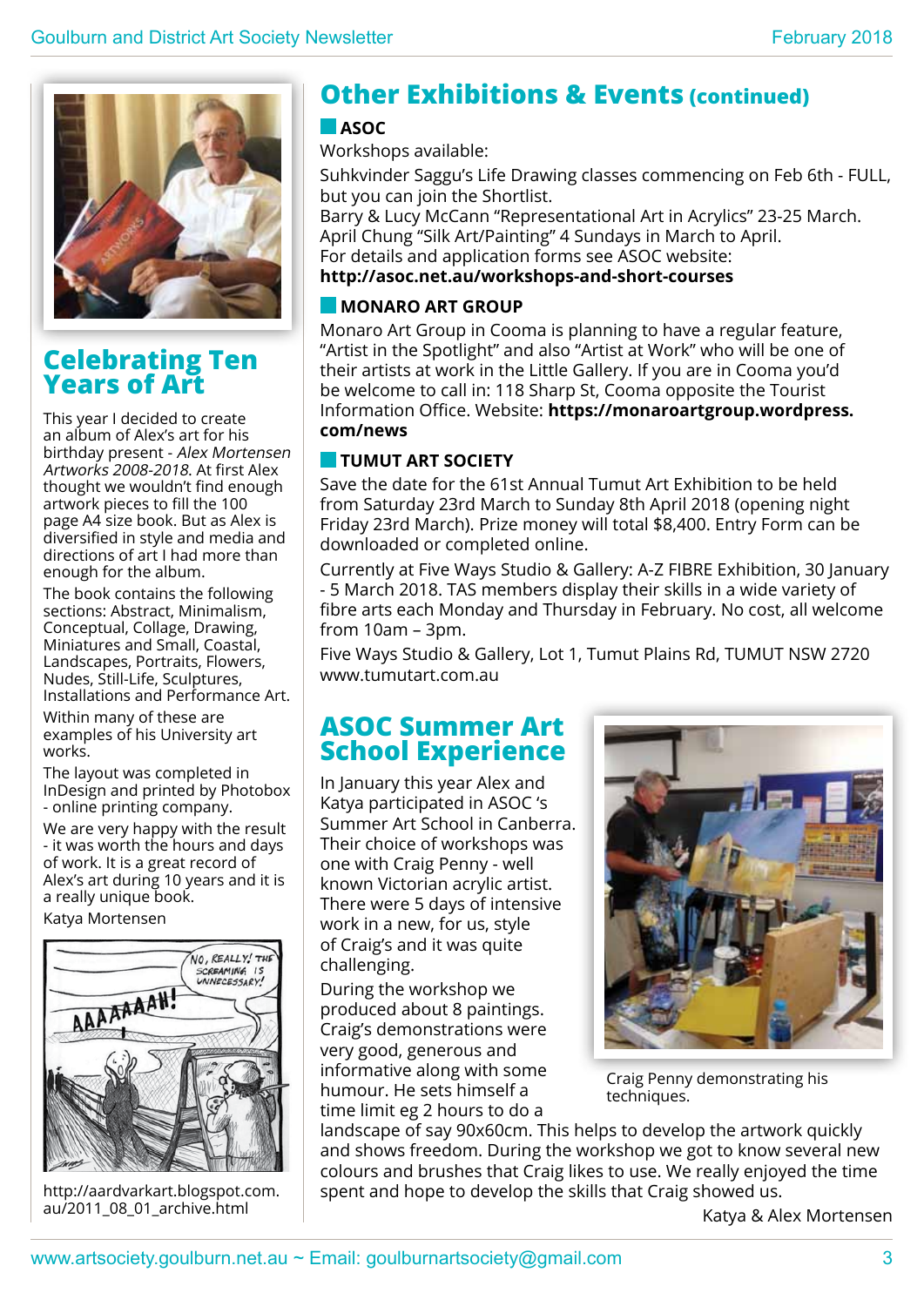## Celebrating Ten Years of Art

This year I decided to create an album of Alex's art for his birthday present - *Alex Mortensen Artworks 2008-2018.* At first Alex thought we wouldn't find enough artwork pieces to fill the 100 page A4 size book. But as Alex is diversified in style and media and directions of art I had more than enough for the album.

The book contains the following sections: Abstract, Minimalism, Conceptual, Collage, Drawing, Miniatures and Small, Coastal, Landscapes, Portraits, Flowers, Nudes, Still-Life, Sculptures, Installations and Performance Art.

Within many of these are examples of his University art works.

The layout was completed in InDesign and printed by Photobox - online printing company.

We are very happy with the result - it was worth the hours and days of work. It is a great record of Alex's art during 10 years and it is a really unique book.

Katya Mortensen

http://aardvarkart.blogspot.com.au/2011_08_01_archive.html

## Other Exhibitions & Events (continued)

### ASOC

Workshops available:

Suhkvinder Saggu's Life Drawing classes commencing on Feb 6th - FULL, but you can join the Shortlist.
Barry & Lucy McCann "Representational Art in Acrylics" 23-25 March.
April Chung "Silk Art/Painting" 4 Sundays in March to April.
For details and application forms see ASOC website:
**http://asoc.net.au/workshops-and-short-courses**

### MONARO ART GROUP

Monaro Art Group in Cooma is planning to have a regular feature, "Artist in the Spotlight" and also "Artist at Work" who will be one of their artists at work in the Little Gallery. If you are in Cooma you'd be welcome to call in: 118 Sharp St, Cooma opposite the Tourist Information Office. Website: **https://monaroartgroup.wordpress.com/news**

### TUMUT ART SOCIETY

Save the date for the 61st Annual Tumut Art Exhibition to be held from Saturday 23rd March to Sunday 8th April 2018 (opening night Friday 23rd March). Prize money will total $8,400. Entry Form can be downloaded or completed online.

Currently at Five Ways Studio & Gallery: A-Z FIBRE Exhibition, 30 January - 5 March 2018. TAS members display their skills in a wide variety of fibre arts each Monday and Thursday in February. No cost, all welcome from 10am – 3pm.

Five Ways Studio & Gallery, Lot 1, Tumut Plains Rd, TUMUT NSW 2720
www.tumutart.com.au

## ASOC Summer Art School Experience

In January this year Alex and Katya participated in ASOC 's Summer Art School in Canberra. Their choice of workshops was one with Craig Penny - well known Victorian acrylic artist. There were 5 days of intensive work in a new, for us, style of Craig's and it was quite challenging.

During the workshop we produced about 8 paintings. Craig's demonstrations were very good, generous and informative along with some humour. He sets himself a time limit eg 2 hours to do a landscape of say 90x60cm. This helps to develop the artwork quickly and shows freedom. During the workshop we got to know several new colours and brushes that Craig likes to use. We really enjoyed the time spent and hope to develop the skills that Craig showed us.

Craig Penny demonstrating his techniques.

Katya & Alex Mortensen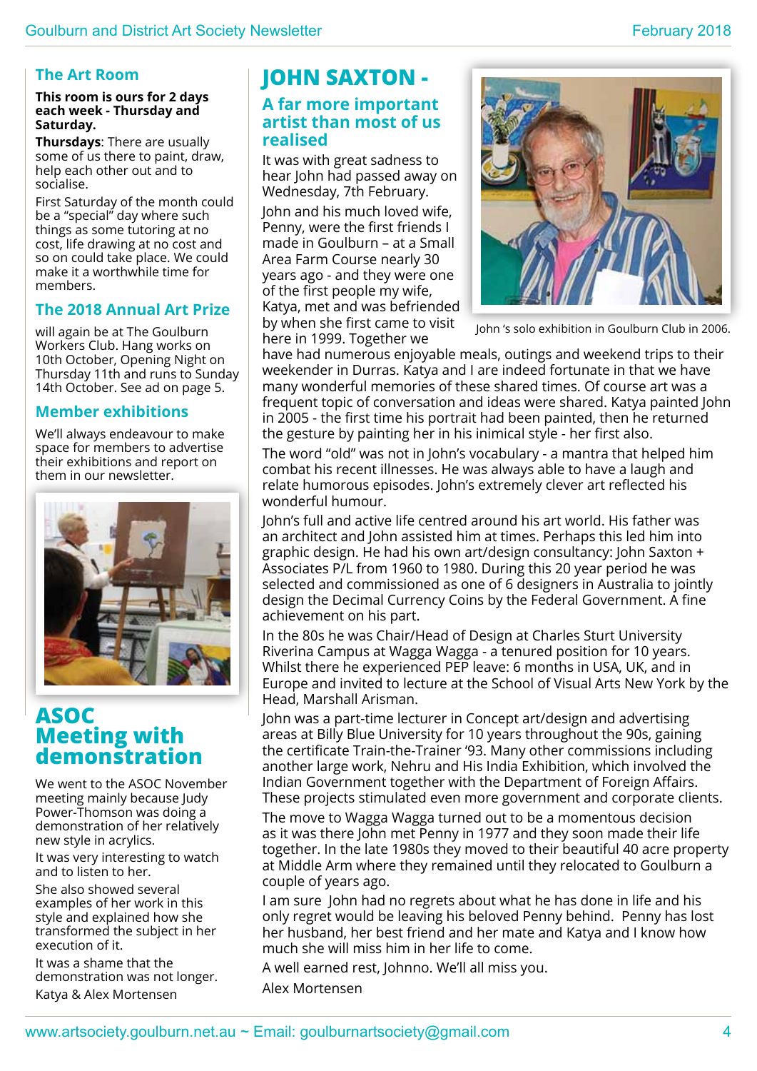## The Art Room

**This room is ours for 2 days each week - Thursday and Saturday.**

**Thursdays**: There are usually some of us there to paint, draw, help each other out and to socialise.

First Saturday of the month could be a "special" day where such things as some tutoring at no cost, life drawing at no cost and so on could take place. We could make it a worthwhile time for members.

## The 2018 Annual Art Prize

will again be at The Goulburn Workers Club. Hang works on 10th October, Opening Night on Thursday 11th and runs to Sunday 14th October. See ad on page 5.

## Member exhibitions

We'll always endeavour to make space for members to advertise their exhibitions and report on them in our newsletter.

# ASOC Meeting with demonstration

We went to the ASOC November meeting mainly because Judy Power-Thomson was doing a demonstration of her relatively new style in acrylics.

It was very interesting to watch and to listen to her.

She also showed several examples of her work in this style and explained how she transformed the subject in her execution of it.

It was a shame that the demonstration was not longer.

Katya & Alex Mortensen

# JOHN SAXTON -

## A far more important artist than most of us realised

It was with great sadness to hear John had passed away on Wednesday, 7th February.

John and his much loved wife, Penny, were the first friends I made in Goulburn – at a Small Area Farm Course nearly 30 years ago - and they were one of the first people my wife, Katya, met and was befriended by when she first came to visit here in 1999. Together we have had numerous enjoyable meals, outings and weekend trips to their weekender in Durras. Katya and I are indeed fortunate in that we have many wonderful memories of these shared times. Of course art was a frequent topic of conversation and ideas were shared. Katya painted John in 2005 - the first time his portrait had been painted, then he returned the gesture by painting her in his inimical style - her first also.

John 's solo exhibition in Goulburn Club in 2006.

The word "old" was not in John's vocabulary - a mantra that helped him combat his recent illnesses. He was always able to have a laugh and relate humorous episodes. John's extremely clever art reflected his wonderful humour.

John's full and active life centred around his art world. His father was an architect and John assisted him at times. Perhaps this led him into graphic design. He had his own art/design consultancy: John Saxton + Associates P/L from 1960 to 1980. During this 20 year period he was selected and commissioned as one of 6 designers in Australia to jointly design the Decimal Currency Coins by the Federal Government. A fine achievement on his part.

In the 80s he was Chair/Head of Design at Charles Sturt University Riverina Campus at Wagga Wagga - a tenured position for 10 years. Whilst there he experienced PEP leave: 6 months in USA, UK, and in Europe and invited to lecture at the School of Visual Arts New York by the Head, Marshall Arisman.

John was a part-time lecturer in Concept art/design and advertising areas at Billy Blue University for 10 years throughout the 90s, gaining the certificate Train-the-Trainer '93. Many other commissions including another large work, Nehru and His India Exhibition, which involved the Indian Government together with the Department of Foreign Affairs. These projects stimulated even more government and corporate clients.

The move to Wagga Wagga turned out to be a momentous decision as it was there John met Penny in 1977 and they soon made their life together. In the late 1980s they moved to their beautiful 40 acre property at Middle Arm where they remained until they relocated to Goulburn a couple of years ago.

I am sure John had no regrets about what he has done in life and his only regret would be leaving his beloved Penny behind. Penny has lost her husband, her best friend and her mate and Katya and I know how much she will miss him in her life to come.

A well earned rest, Johnno. We'll all miss you.

Alex Mortensen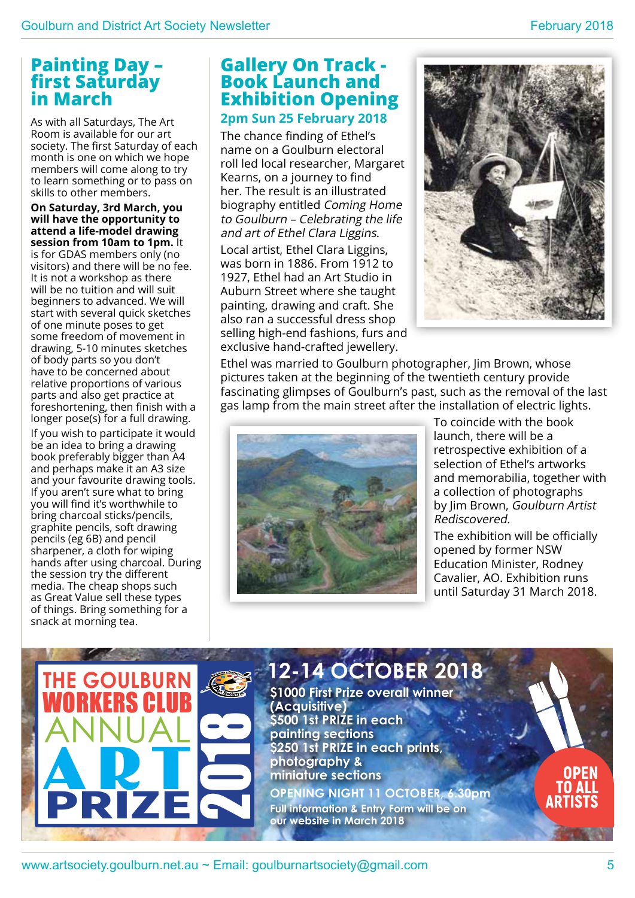## Painting Day – first Saturday in March

As with all Saturdays, The Art Room is available for our art society. The first Saturday of each month is one on which we hope members will come along to try to learn something or to pass on skills to other members.

**On Saturday, 3rd March, you will have the opportunity to attend a life-model drawing session from 10am to 1pm.** It is for GDAS members only (no visitors) and there will be no fee. It is not a workshop as there will be no tuition and will suit beginners to advanced. We will start with several quick sketches of one minute poses to get some freedom of movement in drawing, 5-10 minutes sketches of body parts so you don't have to be concerned about relative proportions of various parts and also get practice at foreshortening, then finish with a longer pose(s) for a full drawing.

If you wish to participate it would be an idea to bring a drawing book preferably bigger than A4 and perhaps make it an A3 size and your favourite drawing tools. If you aren't sure what to bring you will find it's worthwhile to bring charcoal sticks/pencils, graphite pencils, soft drawing pencils (eg 6B) and pencil sharpener, a cloth for wiping hands after using charcoal. During the session try the different media. The cheap shops such as Great Value sell these types of things. Bring something for a snack at morning tea.

## Gallery On Track - Book Launch and Exhibition Opening

### 2pm Sun 25 February 2018

The chance finding of Ethel's name on a Goulburn electoral roll led local researcher, Margaret Kearns, on a journey to find her. The result is an illustrated biography entitled *Coming Home to Goulburn – Celebrating the life and art of Ethel Clara Liggins.*

Local artist, Ethel Clara Liggins, was born in 1886. From 1912 to 1927, Ethel had an Art Studio in Auburn Street where she taught painting, drawing and craft. She also ran a successful dress shop selling high-end fashions, furs and exclusive hand-crafted jewellery.

Ethel was married to Goulburn photographer, Jim Brown, whose pictures taken at the beginning of the twentieth century provide fascinating glimpses of Goulburn's past, such as the removal of the last gas lamp from the main street after the installation of electric lights.

To coincide with the book launch, there will be a retrospective exhibition of a selection of Ethel's artworks and memorabilia, together with a collection of photographs by Jim Brown, *Goulburn Artist Rediscovered.*

The exhibition will be officially opened by former NSW Education Minister, Rodney Cavalier, AO. Exhibition runs until Saturday 31 March 2018.

## THE GOULBURN WORKERS CLUB ANNUAL ART PRIZE 2018

### 12-14 OCTOBER 2018

**$1000 First Prize overall winner (Acquisitive)**
**$500 1st PRIZE in each painting sections**
**$250 1st PRIZE in each prints, photography & miniature sections**

**OPENING NIGHT 11 OCTOBER, 6.30pm**

**Full information & Entry Form will be on our website in March 2018**

**OPEN TO ALL ARTISTS**

www.artsociety.goulburn.net.au ~ Email: goulburnartsociety@gmail.com